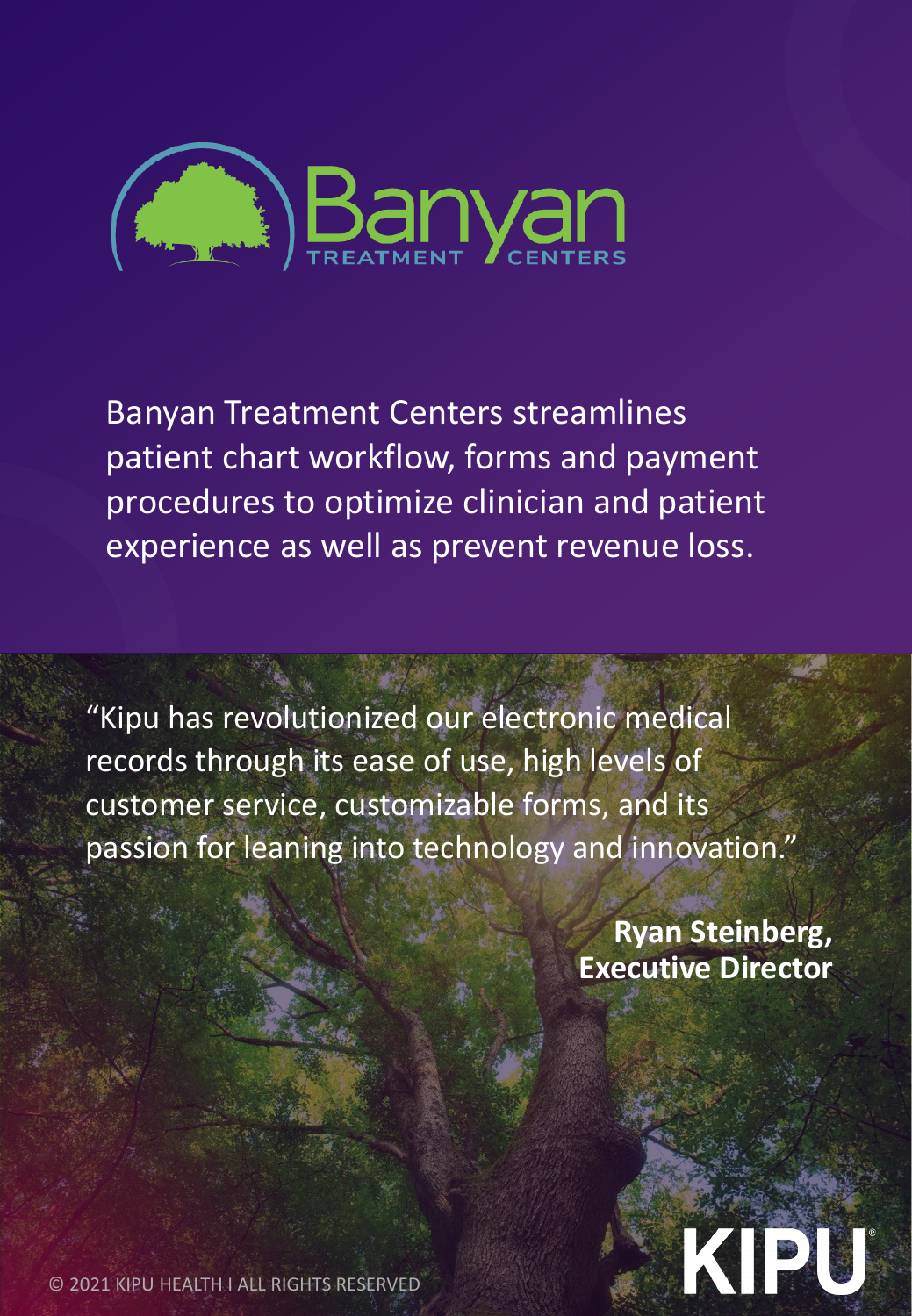Banyan

TREATMENT CENTERS

Banyan Treatment Centers streamlines patient chart workflow, forms and payment procedures to optimize clinician and patient experience as well as prevent revenue loss.

"Kipu has revolutionized our electronic medical records through its ease of use, high levels of customer service, customizable forms, and its passion for leaning into technology and innovation."

**Ryan Steinberg, Executive Director**

KIPU

© 2021 KIPU HEALTH I ALL RIGHTS RESERVED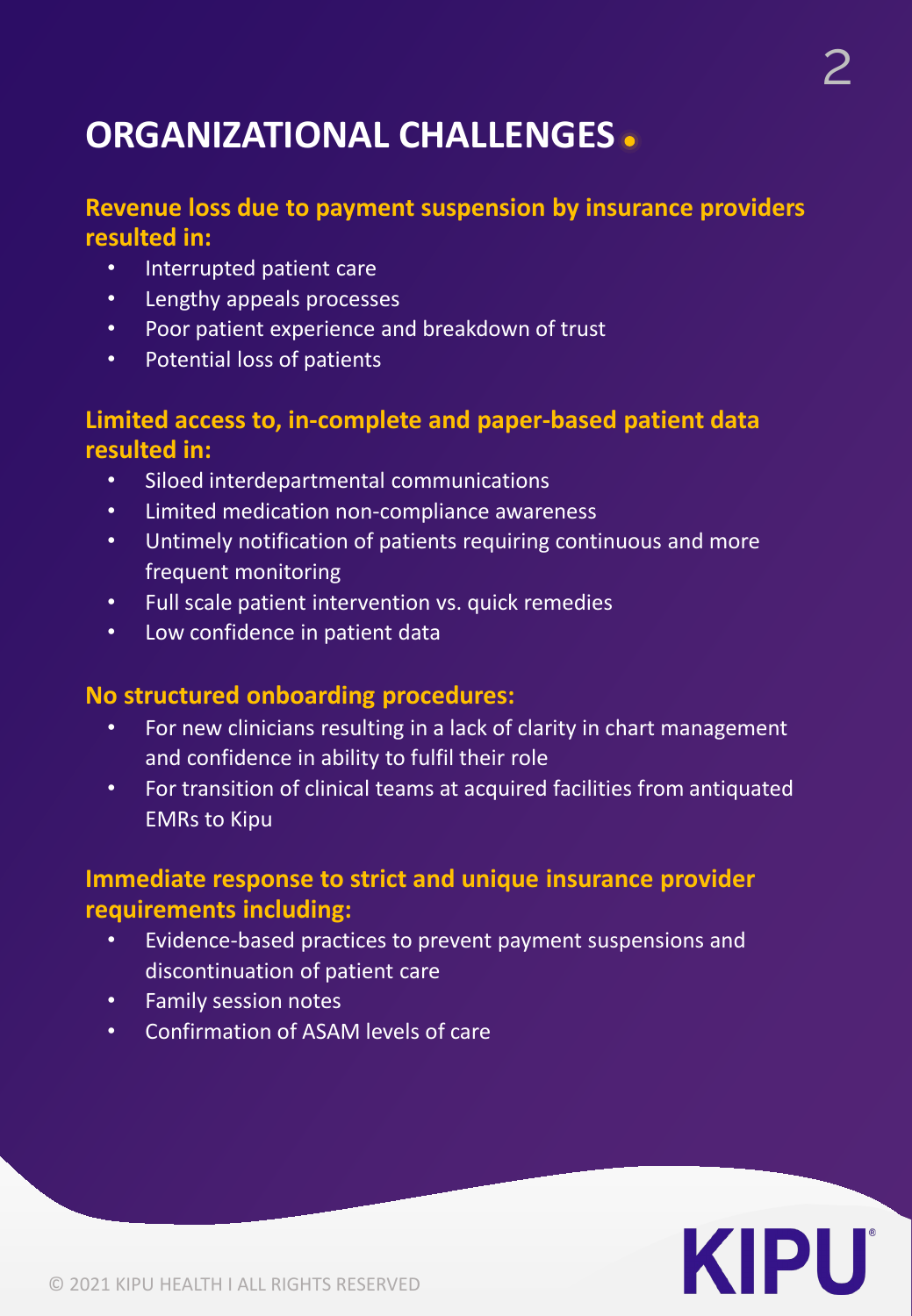# ORGANIZATIONAL CHALLENGES

### Revenue loss due to payment suspension by insurance providers resulted in:

- Interrupted patient care
- Lengthy appeals processes
- Poor patient experience and breakdown of trust
- Potential loss of patients

### Limited access to, in-complete and paper-based patient data resulted in:

- Siloed interdepartmental communications
- Limited medication non-compliance awareness
- Untimely notification of patients requiring continuous and more frequent monitoring
- Full scale patient intervention vs. quick remedies
- Low confidence in patient data

### No structured onboarding procedures:

- For new clinicians resulting in a lack of clarity in chart management and confidence in ability to fulfil their role
- For transition of clinical teams at acquired facilities from antiquated EMRs to Kipu

### Immediate response to strict and unique insurance provider requirements including:

- Evidence-based practices to prevent payment suspensions and discontinuation of patient care
- Family session notes
- Confirmation of ASAM levels of care

© 2021 KIPU HEALTH I ALL RIGHTS RESERVED

KIPU®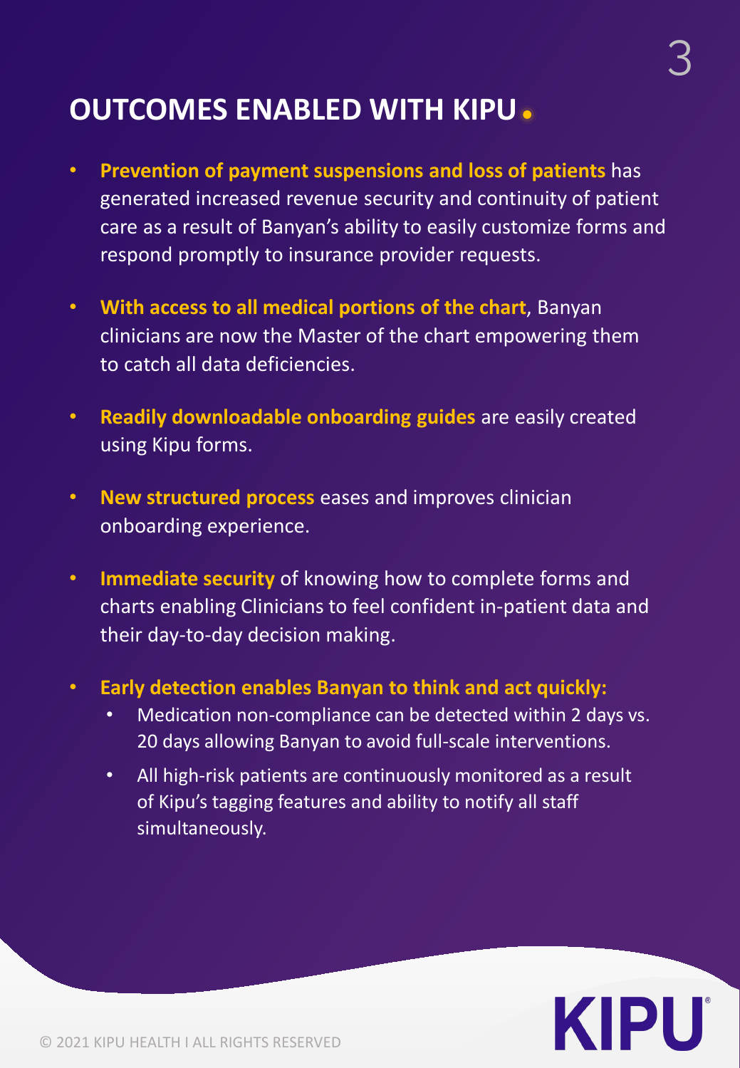## OUTCOMES ENABLED WITH KIPU

- **Prevention of payment suspensions and loss of patients** has generated increased revenue security and continuity of patient care as a result of Banyan's ability to easily customize forms and respond promptly to insurance provider requests.
- **With access to all medical portions of the chart**, Banyan clinicians are now the Master of the chart empowering them to catch all data deficiencies.
- **Readily downloadable onboarding guides** are easily created using Kipu forms.
- **New structured process** eases and improves clinician onboarding experience.
- **Immediate security** of knowing how to complete forms and charts enabling Clinicians to feel confident in-patient data and their day-to-day decision making.
- **Early detection enables Banyan to think and act quickly:**
  - Medication non-compliance can be detected within 2 days vs. 20 days allowing Banyan to avoid full-scale interventions.
  - All high-risk patients are continuously monitored as a result of Kipu's tagging features and ability to notify all staff simultaneously.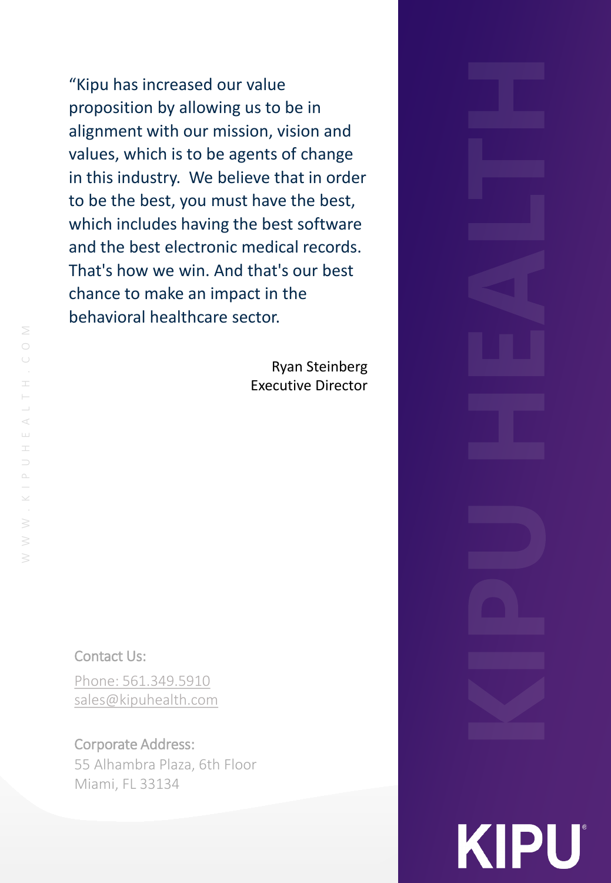"Kipu has increased our value proposition by allowing us to be in alignment with our mission, vision and values, which is to be agents of change in this industry. We believe that in order to be the best, you must have the best, which includes having the best software and the best electronic medical records. That's how we win. And that's our best chance to make an impact in the behavioral healthcare sector.

Ryan Steinberg
Executive Director

WWW.KIPUHEALTH.COM

Contact Us:

Phone: 561.349.5910
sales@kipuhealth.com

Corporate Address:
55 Alhambra Plaza, 6th Floor
Miami, FL 33134

KIPU HEALTH

KIPU®